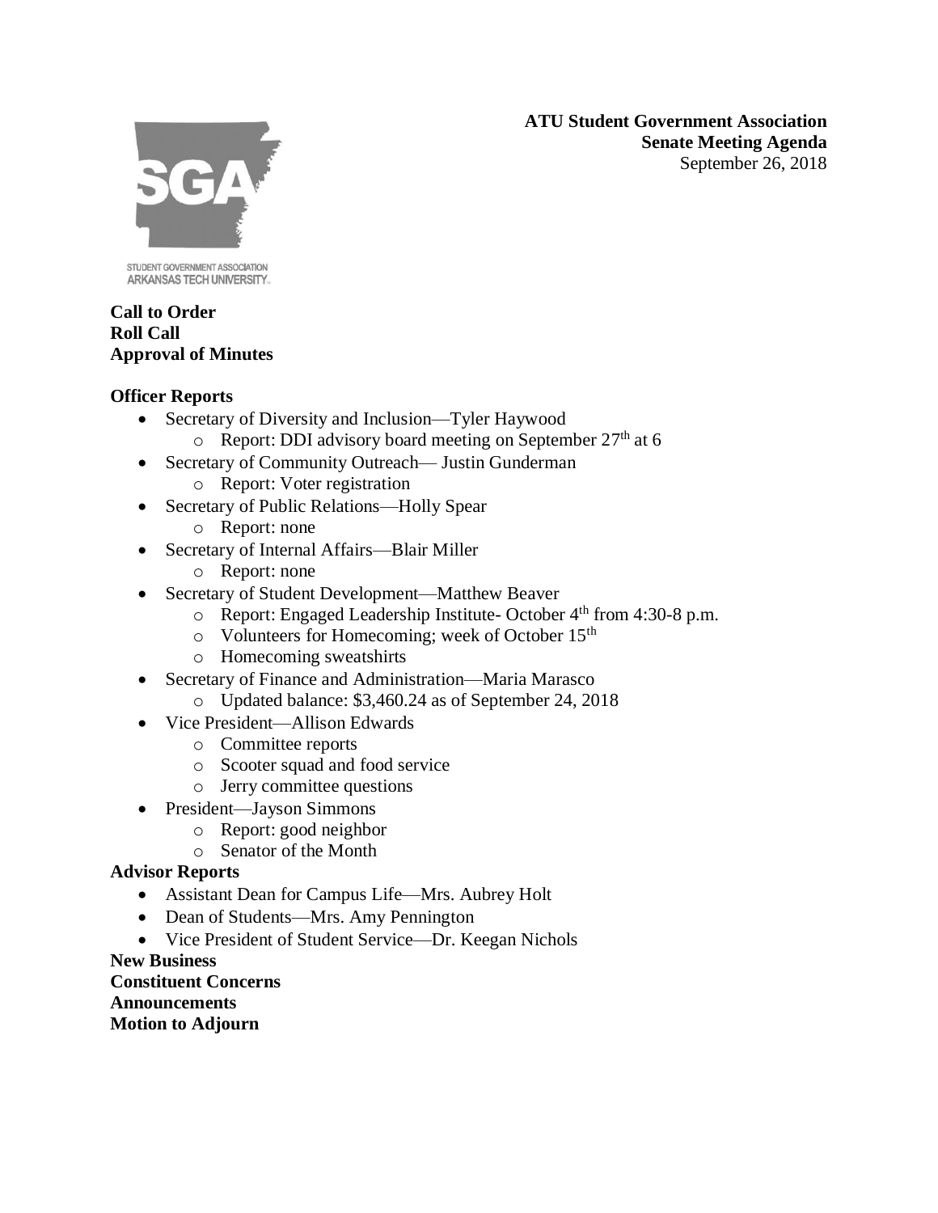**ATU Student Government Association**
**Senate Meeting Agenda**
September 26, 2018

STUDENT GOVERNMENT ASSOCIATION
ARKANSAS TECH UNIVERSITY

**Call to Order**
**Roll Call**
**Approval of Minutes**

**Officer Reports**

- Secretary of Diversity and Inclusion—Tyler Haywood
  - Report: DDI advisory board meeting on September 27th at 6
- Secretary of Community Outreach— Justin Gunderman
  - Report: Voter registration
- Secretary of Public Relations—Holly Spear
  - Report: none
- Secretary of Internal Affairs—Blair Miller
  - Report: none
- Secretary of Student Development—Matthew Beaver
  - Report: Engaged Leadership Institute- October 4th from 4:30-8 p.m.
  - Volunteers for Homecoming; week of October 15th
  - Homecoming sweatshirts
- Secretary of Finance and Administration—Maria Marasco
  - Updated balance: $3,460.24 as of September 24, 2018
- Vice President—Allison Edwards
  - Committee reports
  - Scooter squad and food service
  - Jerry committee questions
- President—Jayson Simmons
  - Report: good neighbor
  - Senator of the Month

**Advisor Reports**

- Assistant Dean for Campus Life—Mrs. Aubrey Holt
- Dean of Students—Mrs. Amy Pennington
- Vice President of Student Service—Dr. Keegan Nichols

**New Business**
**Constituent Concerns**
**Announcements**
**Motion to Adjourn**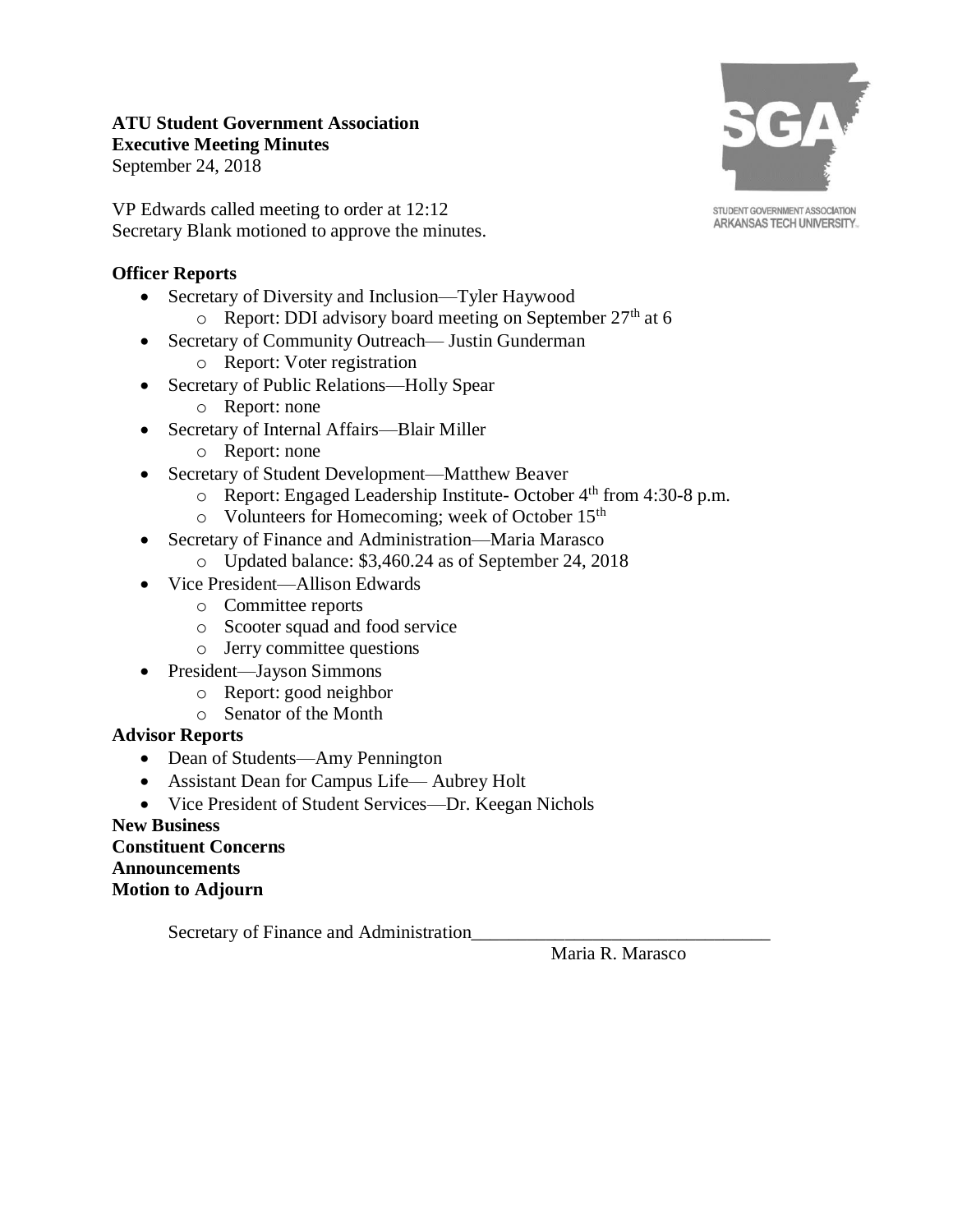**ATU Student Government Association**
**Executive Meeting Minutes**
September 24, 2018

VP Edwards called meeting to order at 12:12
Secretary Blank motioned to approve the minutes.

**Officer Reports**

- Secretary of Diversity and Inclusion—Tyler Haywood
  - Report: DDI advisory board meeting on September 27th at 6
- Secretary of Community Outreach— Justin Gunderman
  - Report: Voter registration
- Secretary of Public Relations—Holly Spear
  - Report: none
- Secretary of Internal Affairs—Blair Miller
  - Report: none
- Secretary of Student Development—Matthew Beaver
  - Report: Engaged Leadership Institute- October 4th from 4:30-8 p.m.
  - Volunteers for Homecoming; week of October 15th
- Secretary of Finance and Administration—Maria Marasco
  - Updated balance: $3,460.24 as of September 24, 2018
- Vice President—Allison Edwards
  - Committee reports
  - Scooter squad and food service
  - Jerry committee questions
- President—Jayson Simmons
  - Report: good neighbor
  - Senator of the Month

**Advisor Reports**

- Dean of Students—Amy Pennington
- Assistant Dean for Campus Life— Aubrey Holt
- Vice President of Student Services—Dr. Keegan Nichols

**New Business**
**Constituent Concerns**
**Announcements**
**Motion to Adjourn**

Secretary of Finance and Administration_______________________________
Maria R. Marasco